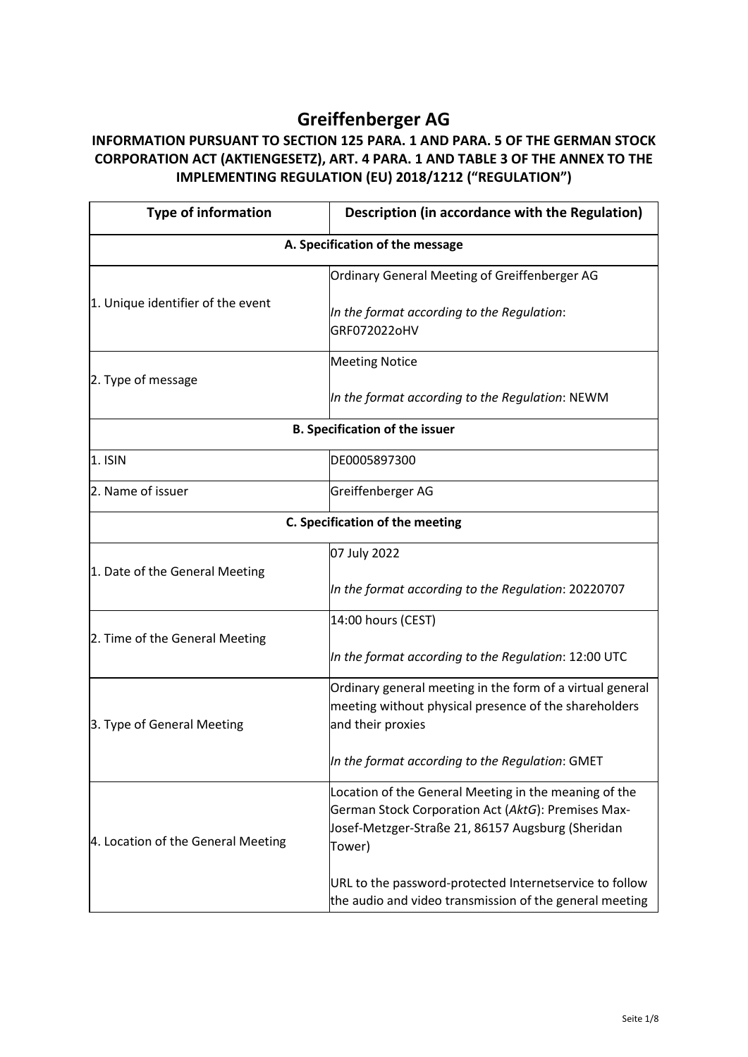# Greiffenberger AG

## INFORMATION PURSUANT TO SECTION 125 PARA. 1 AND PARA. 5 OF THE GERMAN STOCK CORPORATION ACT (AKTIENGESETZ), ART. 4 PARA. 1 AND TABLE 3 OF THE ANNEX TO THE IMPLEMENTING REGULATION (EU) 2018/1212 ("REGULATION")

| Type of information | Description (in accordance with the Regulation) |
|---|---|
| **A. Specification of the message** | |
| 1. Unique identifier of the event | Ordinary General Meeting of Greiffenberger AG<br><br>*In the format according to the Regulation*: GRF072022oHV |
| 2. Type of message | Meeting Notice<br><br>*In the format according to the Regulation*: NEWM |
| **B. Specification of the issuer** | |
| 1. ISIN | DE0005897300 |
| 2. Name of issuer | Greiffenberger AG |
| **C. Specification of the meeting** | |
| 1. Date of the General Meeting | 07 July 2022<br><br>*In the format according to the Regulation*: 20220707 |
| 2. Time of the General Meeting | 14:00 hours (CEST)<br><br>*In the format according to the Regulation*: 12:00 UTC |
| 3. Type of General Meeting | Ordinary general meeting in the form of a virtual general meeting without physical presence of the shareholders and their proxies<br><br>*In the format according to the Regulation*: GMET |
| 4. Location of the General Meeting | Location of the General Meeting in the meaning of the German Stock Corporation Act (*AktG*): Premises Max-Josef-Metzger-Straße 21, 86157 Augsburg (Sheridan Tower)<br><br>URL to the password-protected Internetservice to follow the audio and video transmission of the general meeting |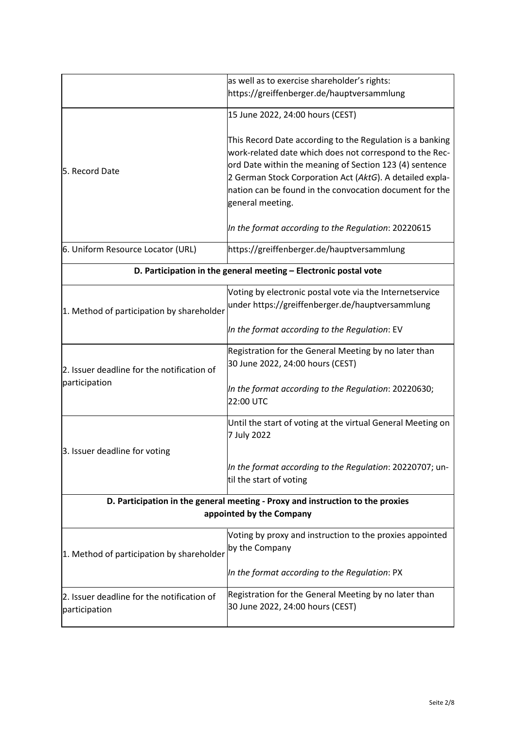| | |
|---|---|
| | as well as to exercise shareholder's rights: https://greiffenberger.de/hauptversammlung |
| 5. Record Date | 15 June 2022, 24:00 hours (CEST)<br><br>This Record Date according to the Regulation is a banking work-related date which does not correspond to the Record Date within the meaning of Section 123 (4) sentence 2 German Stock Corporation Act (*AktG*). A detailed explanation can be found in the convocation document for the general meeting.<br><br>*In the format according to the Regulation*: 20220615 |
| 6. Uniform Resource Locator (URL) | https://greiffenberger.de/hauptversammlung |
| **D. Participation in the general meeting – Electronic postal vote** | |
| 1. Method of participation by shareholder | Voting by electronic postal vote via the Internetservice under https://greiffenberger.de/hauptversammlung<br><br>*In the format according to the Regulation*: EV |
| 2. Issuer deadline for the notification of participation | Registration for the General Meeting by no later than 30 June 2022, 24:00 hours (CEST)<br><br>*In the format according to the Regulation*: 20220630; 22:00 UTC |
| 3. Issuer deadline for voting | Until the start of voting at the virtual General Meeting on 7 July 2022<br><br>*In the format according to the Regulation*: 20220707; until the start of voting |
| **D. Participation in the general meeting - Proxy and instruction to the proxies appointed by the Company** | |
| 1. Method of participation by shareholder | Voting by proxy and instruction to the proxies appointed by the Company<br><br>*In the format according to the Regulation*: PX |
| 2. Issuer deadline for the notification of participation | Registration for the General Meeting by no later than 30 June 2022, 24:00 hours (CEST) |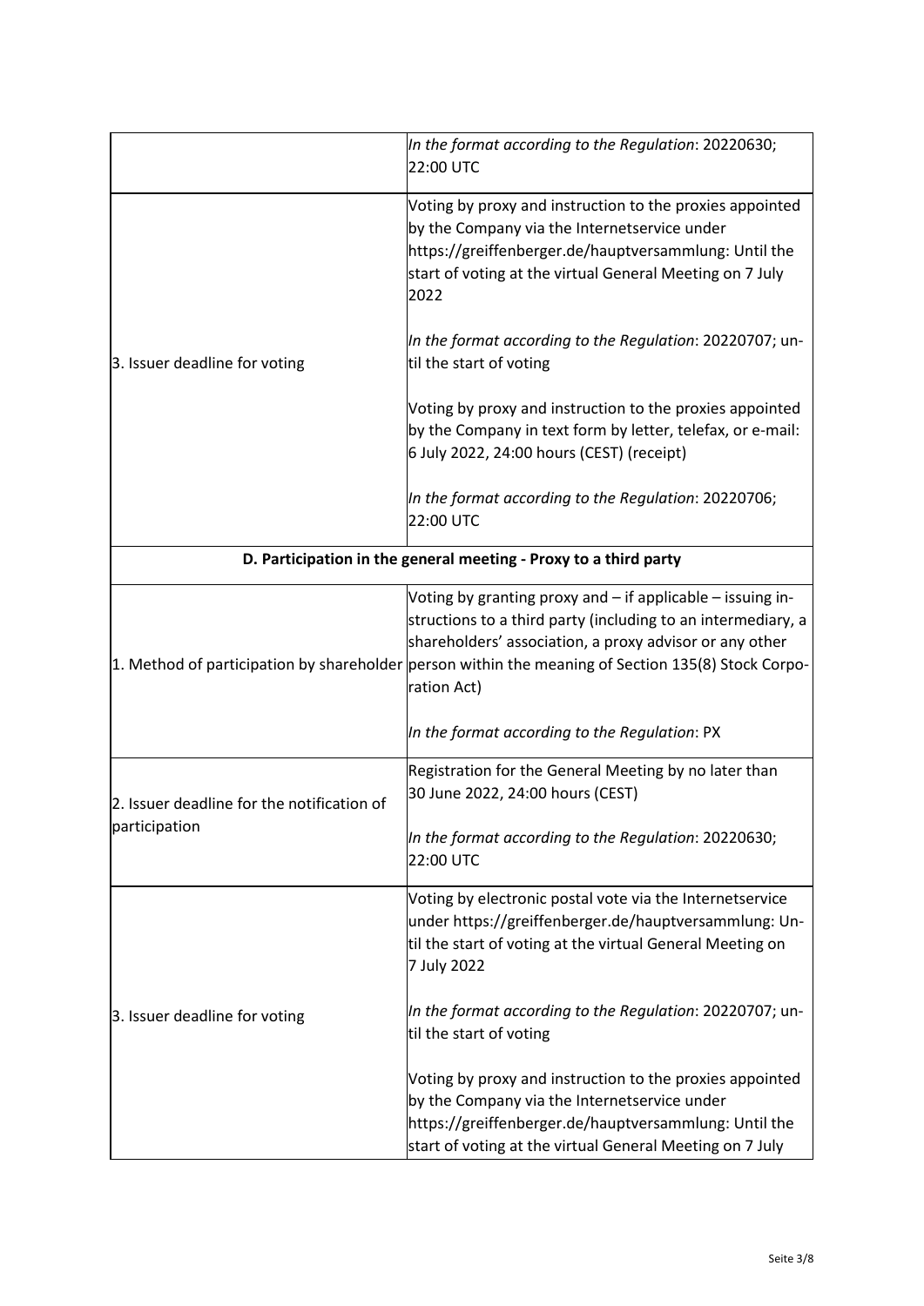| | |
|---|---|
| | *In the format according to the Regulation*: 20220630; 22:00 UTC |
| 3. Issuer deadline for voting | Voting by proxy and instruction to the proxies appointed by the Company via the Internetservice under https://greiffenberger.de/hauptversammlung: Until the start of voting at the virtual General Meeting on 7 July 2022<br><br>*In the format according to the Regulation*: 20220707; until the start of voting<br><br>Voting by proxy and instruction to the proxies appointed by the Company in text form by letter, telefax, or e-mail: 6 July 2022, 24:00 hours (CEST) (receipt)<br><br>*In the format according to the Regulation*: 20220706; 22:00 UTC |
| **D. Participation in the general meeting - Proxy to a third party** | |
| 1. Method of participation by shareholder | Voting by granting proxy and – if applicable – issuing instructions to a third party (including to an intermediary, a shareholders' association, a proxy advisor or any other person within the meaning of Section 135(8) Stock Corporation Act)<br><br>*In the format according to the Regulation*: PX |
| 2. Issuer deadline for the notification of participation | Registration for the General Meeting by no later than 30 June 2022, 24:00 hours (CEST)<br><br>*In the format according to the Regulation*: 20220630; 22:00 UTC |
| 3. Issuer deadline for voting | Voting by electronic postal vote via the Internetservice under https://greiffenberger.de/hauptversammlung: Until the start of voting at the virtual General Meeting on 7 July 2022<br><br>*In the format according to the Regulation*: 20220707; until the start of voting<br><br>Voting by proxy and instruction to the proxies appointed by the Company via the Internetservice under https://greiffenberger.de/hauptversammlung: Until the start of voting at the virtual General Meeting on 7 July |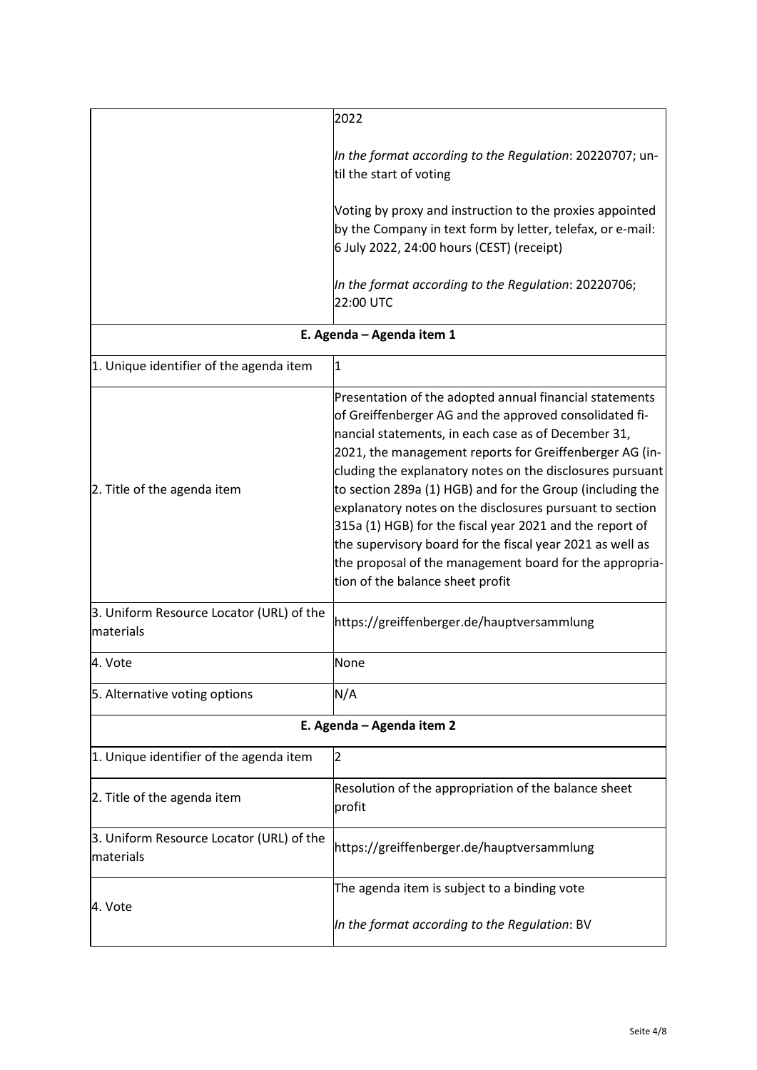| | |
|---|---|
| | 2022<br><br>*In the format according to the Regulation*: 20220707; until the start of voting<br><br>Voting by proxy and instruction to the proxies appointed by the Company in text form by letter, telefax, or e-mail: 6 July 2022, 24:00 hours (CEST) (receipt)<br><br>*In the format according to the Regulation*: 20220706; 22:00 UTC |
| **E. Agenda – Agenda item 1** | |
| 1. Unique identifier of the agenda item | 1 |
| 2. Title of the agenda item | Presentation of the adopted annual financial statements of Greiffenberger AG and the approved consolidated financial statements, in each case as of December 31, 2021, the management reports for Greiffenberger AG (including the explanatory notes on the disclosures pursuant to section 289a (1) HGB) and for the Group (including the explanatory notes on the disclosures pursuant to section 315a (1) HGB) for the fiscal year 2021 and the report of the supervisory board for the fiscal year 2021 as well as the proposal of the management board for the appropriation of the balance sheet profit |
| 3. Uniform Resource Locator (URL) of the materials | https://greiffenberger.de/hauptversammlung |
| 4. Vote | None |
| 5. Alternative voting options | N/A |
| **E. Agenda – Agenda item 2** | |
| 1. Unique identifier of the agenda item | 2 |
| 2. Title of the agenda item | Resolution of the appropriation of the balance sheet profit |
| 3. Uniform Resource Locator (URL) of the materials | https://greiffenberger.de/hauptversammlung |
| 4. Vote | The agenda item is subject to a binding vote<br><br>*In the format according to the Regulation*: BV |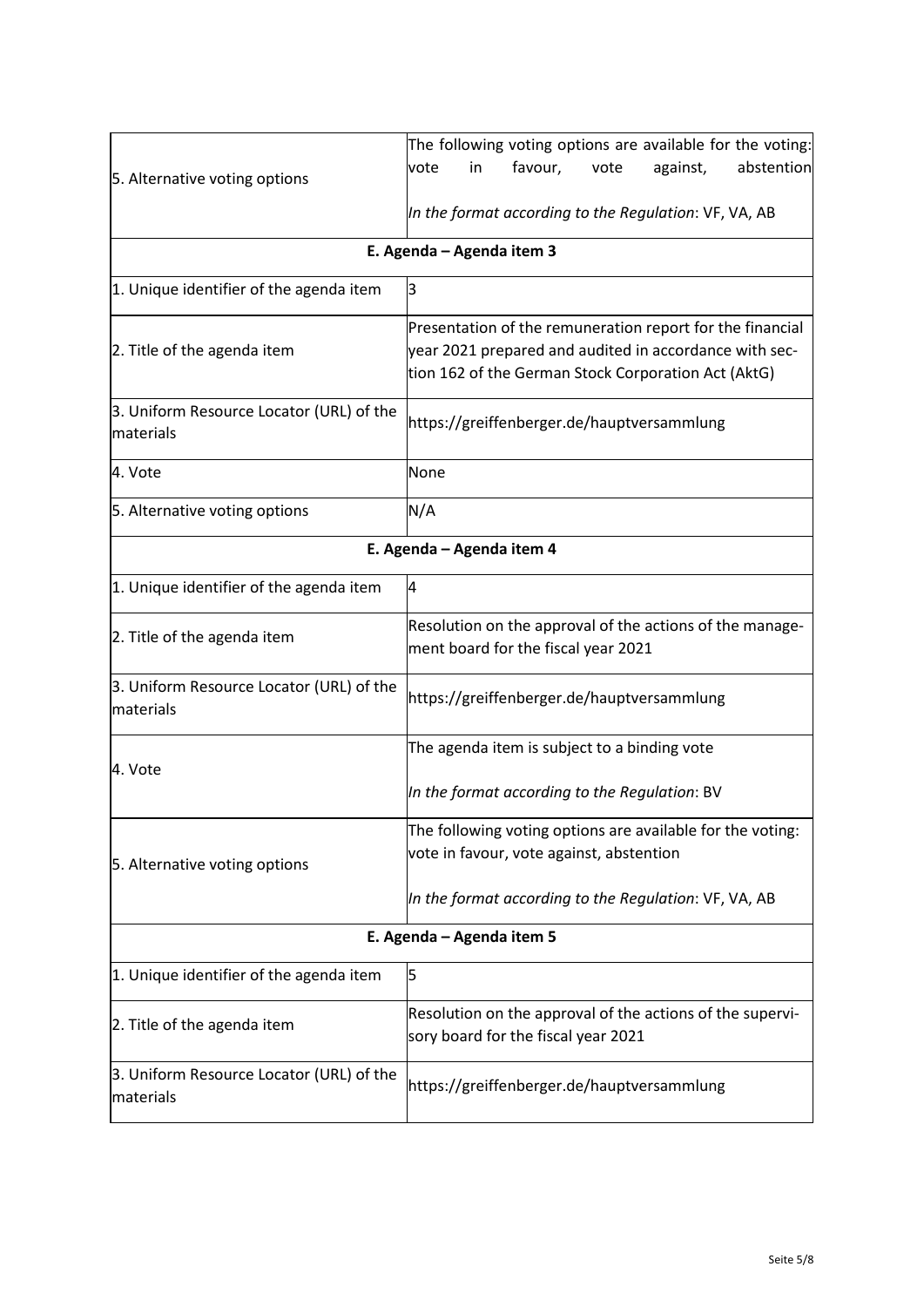| | |
|---|---|
| 5. Alternative voting options | The following voting options are available for the voting: vote in favour, vote against, abstention<br><br>*In the format according to the Regulation*: VF, VA, AB |
| **E. Agenda – Agenda item 3** | |
| 1. Unique identifier of the agenda item | 3 |
| 2. Title of the agenda item | Presentation of the remuneration report for the financial year 2021 prepared and audited in accordance with section 162 of the German Stock Corporation Act (AktG) |
| 3. Uniform Resource Locator (URL) of the materials | https://greiffenberger.de/hauptversammlung |
| 4. Vote | None |
| 5. Alternative voting options | N/A |
| **E. Agenda – Agenda item 4** | |
| 1. Unique identifier of the agenda item | 4 |
| 2. Title of the agenda item | Resolution on the approval of the actions of the management board for the fiscal year 2021 |
| 3. Uniform Resource Locator (URL) of the materials | https://greiffenberger.de/hauptversammlung |
| 4. Vote | The agenda item is subject to a binding vote<br><br>*In the format according to the Regulation*: BV |
| 5. Alternative voting options | The following voting options are available for the voting: vote in favour, vote against, abstention<br><br>*In the format according to the Regulation*: VF, VA, AB |
| **E. Agenda – Agenda item 5** | |
| 1. Unique identifier of the agenda item | 5 |
| 2. Title of the agenda item | Resolution on the approval of the actions of the supervisory board for the fiscal year 2021 |
| 3. Uniform Resource Locator (URL) of the materials | https://greiffenberger.de/hauptversammlung |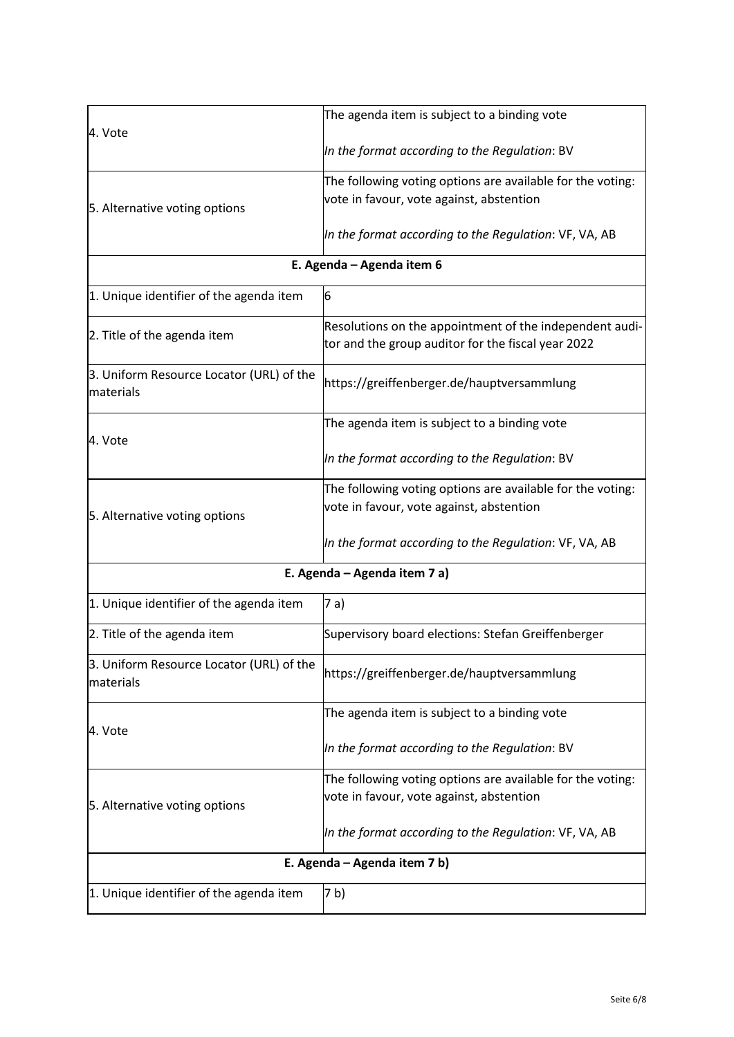| | |
|---|---|
| 4. Vote | The agenda item is subject to a binding vote<br><br>*In the format according to the Regulation*: BV |
| 5. Alternative voting options | The following voting options are available for the voting: vote in favour, vote against, abstention<br><br>*In the format according to the Regulation*: VF, VA, AB |

**E. Agenda – Agenda item 6**

| | |
|---|---|
| 1. Unique identifier of the agenda item | 6 |
| 2. Title of the agenda item | Resolutions on the appointment of the independent auditor and the group auditor for the fiscal year 2022 |
| 3. Uniform Resource Locator (URL) of the materials | https://greiffenberger.de/hauptversammlung |
| 4. Vote | The agenda item is subject to a binding vote<br><br>*In the format according to the Regulation*: BV |
| 5. Alternative voting options | The following voting options are available for the voting: vote in favour, vote against, abstention<br><br>*In the format according to the Regulation*: VF, VA, AB |

**E. Agenda – Agenda item 7 a)**

| | |
|---|---|
| 1. Unique identifier of the agenda item | 7 a) |
| 2. Title of the agenda item | Supervisory board elections: Stefan Greiffenberger |
| 3. Uniform Resource Locator (URL) of the materials | https://greiffenberger.de/hauptversammlung |
| 4. Vote | The agenda item is subject to a binding vote<br><br>*In the format according to the Regulation*: BV |
| 5. Alternative voting options | The following voting options are available for the voting: vote in favour, vote against, abstention<br><br>*In the format according to the Regulation*: VF, VA, AB |

**E. Agenda – Agenda item 7 b)**

| | |
|---|---|
| 1. Unique identifier of the agenda item | 7 b) |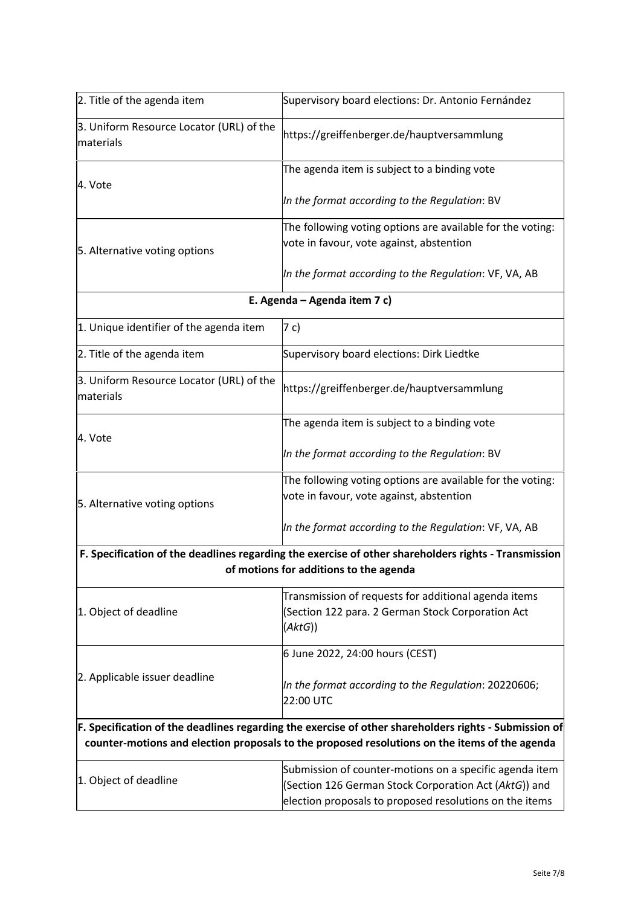| | |
|---|---|
| 2. Title of the agenda item | Supervisory board elections: Dr. Antonio Fernández |
| 3. Uniform Resource Locator (URL) of the materials | https://greiffenberger.de/hauptversammlung |
| 4. Vote | The agenda item is subject to a binding vote<br><br>*In the format according to the Regulation*: BV |
| 5. Alternative voting options | The following voting options are available for the voting: vote in favour, vote against, abstention<br><br>*In the format according to the Regulation*: VF, VA, AB |
| **E. Agenda – Agenda item 7 c)** | |
| 1. Unique identifier of the agenda item | 7 c) |
| 2. Title of the agenda item | Supervisory board elections: Dirk Liedtke |
| 3. Uniform Resource Locator (URL) of the materials | https://greiffenberger.de/hauptversammlung |
| 4. Vote | The agenda item is subject to a binding vote<br><br>*In the format according to the Regulation*: BV |
| 5. Alternative voting options | The following voting options are available for the voting: vote in favour, vote against, abstention<br><br>*In the format according to the Regulation*: VF, VA, AB |
| **F. Specification of the deadlines regarding the exercise of other shareholders rights - Transmission of motions for additions to the agenda** | |
| 1. Object of deadline | Transmission of requests for additional agenda items (Section 122 para. 2 German Stock Corporation Act (*AktG*)) |
| 2. Applicable issuer deadline | 6 June 2022, 24:00 hours (CEST)<br><br>*In the format according to the Regulation*: 20220606; 22:00 UTC |
| **F. Specification of the deadlines regarding the exercise of other shareholders rights - Submission of counter-motions and election proposals to the proposed resolutions on the items of the agenda** | |
| 1. Object of deadline | Submission of counter-motions on a specific agenda item (Section 126 German Stock Corporation Act (*AktG*)) and election proposals to proposed resolutions on the items |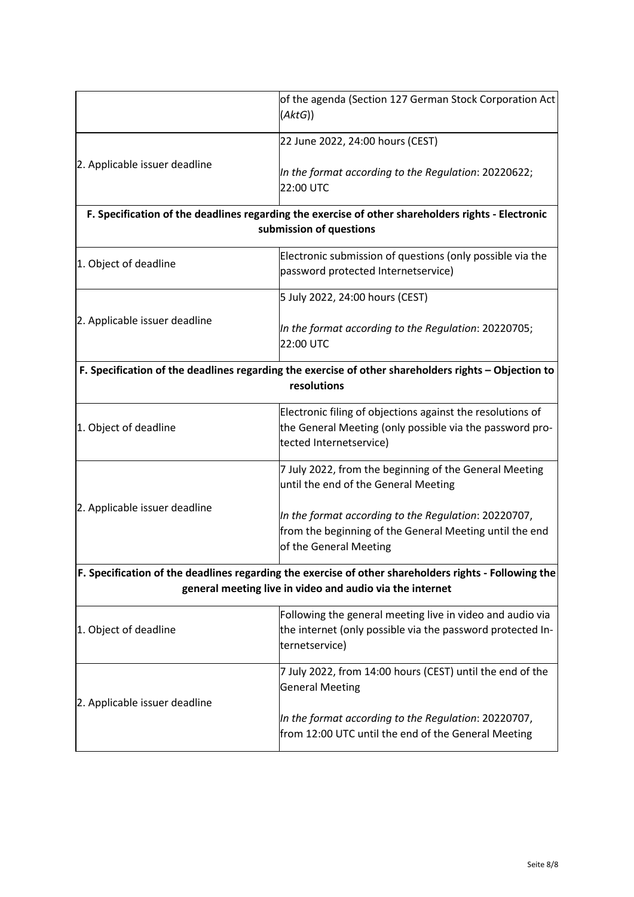| | |
|---|---|
| | of the agenda (Section 127 German Stock Corporation Act (*AktG*)) |
| 2. Applicable issuer deadline | 22 June 2022, 24:00 hours (CEST)<br><br>*In the format according to the Regulation*: 20220622; 22:00 UTC |

| **F. Specification of the deadlines regarding the exercise of other shareholders rights - Electronic submission of questions** | |
|---|---|
| 1. Object of deadline | Electronic submission of questions (only possible via the password protected Internetservice) |
| 2. Applicable issuer deadline | 5 July 2022, 24:00 hours (CEST)<br><br>*In the format according to the Regulation*: 20220705; 22:00 UTC |

| **F. Specification of the deadlines regarding the exercise of other shareholders rights – Objection to resolutions** | |
|---|---|
| 1. Object of deadline | Electronic filing of objections against the resolutions of the General Meeting (only possible via the password protected Internetservice) |
| 2. Applicable issuer deadline | 7 July 2022, from the beginning of the General Meeting until the end of the General Meeting<br><br>*In the format according to the Regulation*: 20220707, from the beginning of the General Meeting until the end of the General Meeting |

| **F. Specification of the deadlines regarding the exercise of other shareholders rights - Following the general meeting live in video and audio via the internet** | |
|---|---|
| 1. Object of deadline | Following the general meeting live in video and audio via the internet (only possible via the password protected Internetservice) |
| 2. Applicable issuer deadline | 7 July 2022, from 14:00 hours (CEST) until the end of the General Meeting<br><br>*In the format according to the Regulation*: 20220707, from 12:00 UTC until the end of the General Meeting |